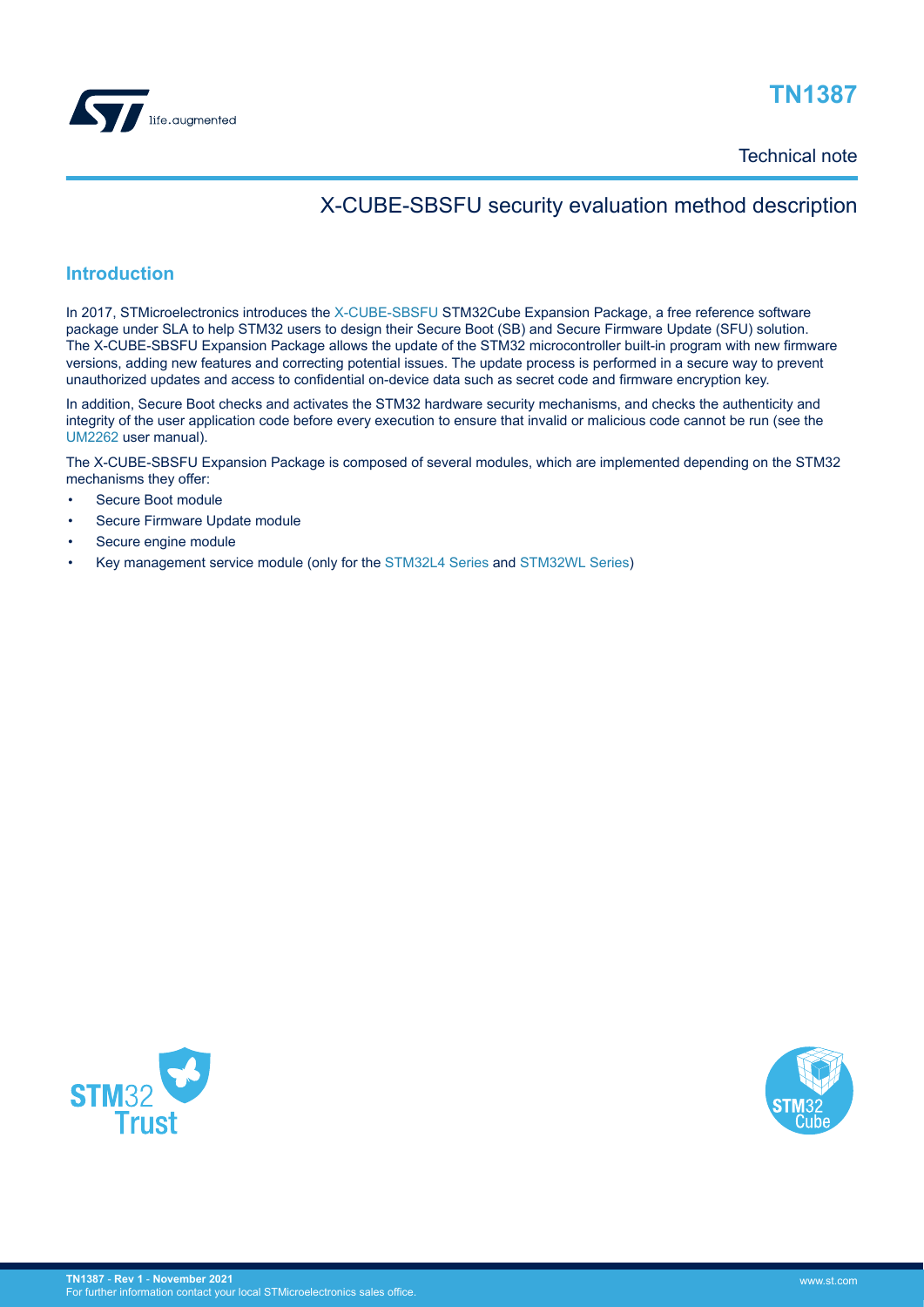# TN1387

Technical note

## X-CUBE-SBSFU security evaluation method description

### Introduction

In 2017, STMicroelectronics introduces the X-CUBE-SBSFU STM32Cube Expansion Package, a free reference software package under SLA to help STM32 users to design their Secure Boot (SB) and Secure Firmware Update (SFU) solution. The X-CUBE-SBSFU Expansion Package allows the update of the STM32 microcontroller built-in program with new firmware versions, adding new features and correcting potential issues. The update process is performed in a secure way to prevent unauthorized updates and access to confidential on-device data such as secret code and firmware encryption key.

In addition, Secure Boot checks and activates the STM32 hardware security mechanisms, and checks the authenticity and integrity of the user application code before every execution to ensure that invalid or malicious code cannot be run (see the UM2262 user manual).

The X-CUBE-SBSFU Expansion Package is composed of several modules, which are implemented depending on the STM32 mechanisms they offer:

- Secure Boot module
- Secure Firmware Update module
- Secure engine module
- Key management service module (only for the STM32L4 Series and STM32WL Series)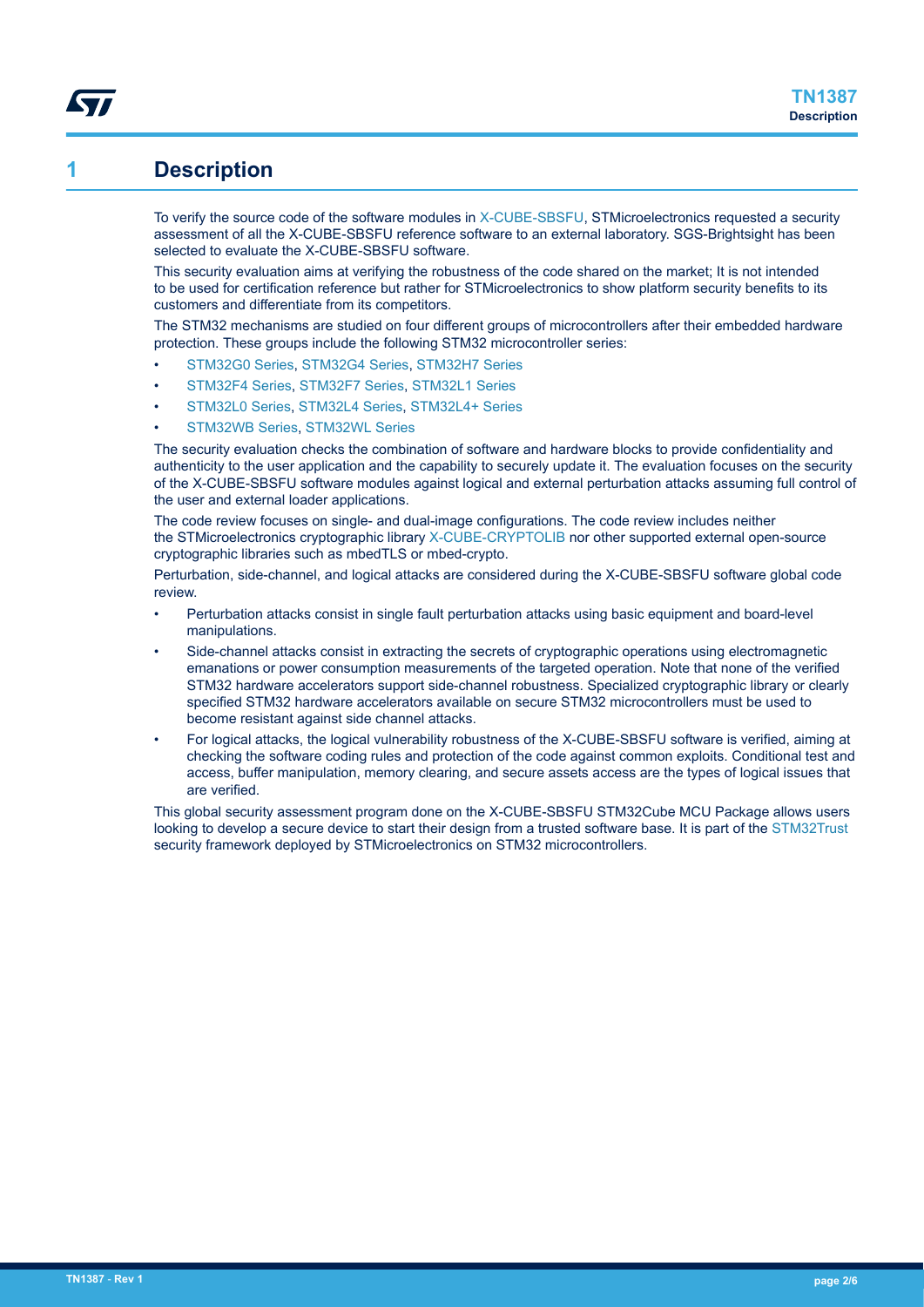# 1 Description

To verify the source code of the software modules in X-CUBE-SBSFU, STMicroelectronics requested a security assessment of all the X-CUBE-SBSFU reference software to an external laboratory. SGS-Brightsight has been selected to evaluate the X-CUBE-SBSFU software.

This security evaluation aims at verifying the robustness of the code shared on the market; It is not intended to be used for certification reference but rather for STMicroelectronics to show platform security benefits to its customers and differentiate from its competitors.

The STM32 mechanisms are studied on four different groups of microcontrollers after their embedded hardware protection. These groups include the following STM32 microcontroller series:

- STM32G0 Series, STM32G4 Series, STM32H7 Series
- STM32F4 Series, STM32F7 Series, STM32L1 Series
- STM32L0 Series, STM32L4 Series, STM32L4+ Series
- STM32WB Series, STM32WL Series

The security evaluation checks the combination of software and hardware blocks to provide confidentiality and authenticity to the user application and the capability to securely update it. The evaluation focuses on the security of the X-CUBE-SBSFU software modules against logical and external perturbation attacks assuming full control of the user and external loader applications.

The code review focuses on single- and dual-image configurations. The code review includes neither the STMicroelectronics cryptographic library X-CUBE-CRYPTOLIB nor other supported external open-source cryptographic libraries such as mbedTLS or mbed-crypto.

Perturbation, side-channel, and logical attacks are considered during the X-CUBE-SBSFU software global code review.

- Perturbation attacks consist in single fault perturbation attacks using basic equipment and board-level manipulations.
- Side-channel attacks consist in extracting the secrets of cryptographic operations using electromagnetic emanations or power consumption measurements of the targeted operation. Note that none of the verified STM32 hardware accelerators support side-channel robustness. Specialized cryptographic library or clearly specified STM32 hardware accelerators available on secure STM32 microcontrollers must be used to become resistant against side channel attacks.
- For logical attacks, the logical vulnerability robustness of the X-CUBE-SBSFU software is verified, aiming at checking the software coding rules and protection of the code against common exploits. Conditional test and access, buffer manipulation, memory clearing, and secure assets access are the types of logical issues that are verified.

This global security assessment program done on the X-CUBE-SBSFU STM32Cube MCU Package allows users looking to develop a secure device to start their design from a trusted software base. It is part of the STM32Trust security framework deployed by STMicroelectronics on STM32 microcontrollers.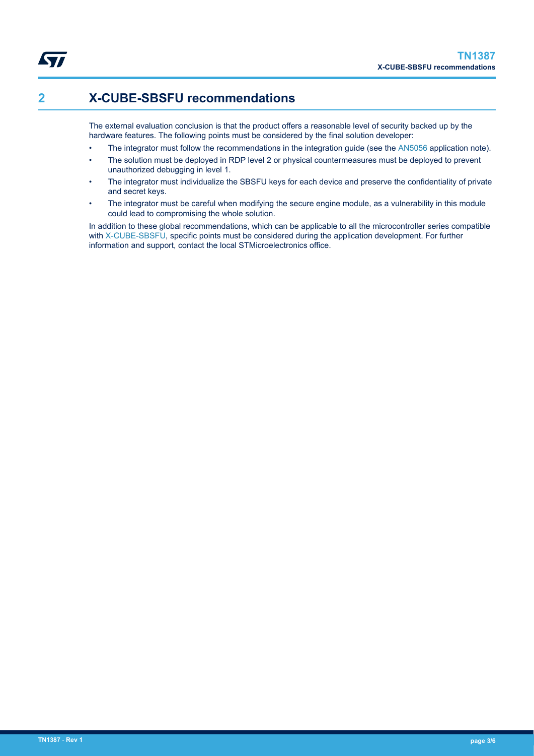# 2 X-CUBE-SBSFU recommendations

The external evaluation conclusion is that the product offers a reasonable level of security backed up by the hardware features. The following points must be considered by the final solution developer:

- The integrator must follow the recommendations in the integration guide (see the AN5056 application note).
- The solution must be deployed in RDP level 2 or physical countermeasures must be deployed to prevent unauthorized debugging in level 1.
- The integrator must individualize the SBSFU keys for each device and preserve the confidentiality of private and secret keys.
- The integrator must be careful when modifying the secure engine module, as a vulnerability in this module could lead to compromising the whole solution.

In addition to these global recommendations, which can be applicable to all the microcontroller series compatible with X-CUBE-SBSFU, specific points must be considered during the application development. For further information and support, contact the local STMicroelectronics office.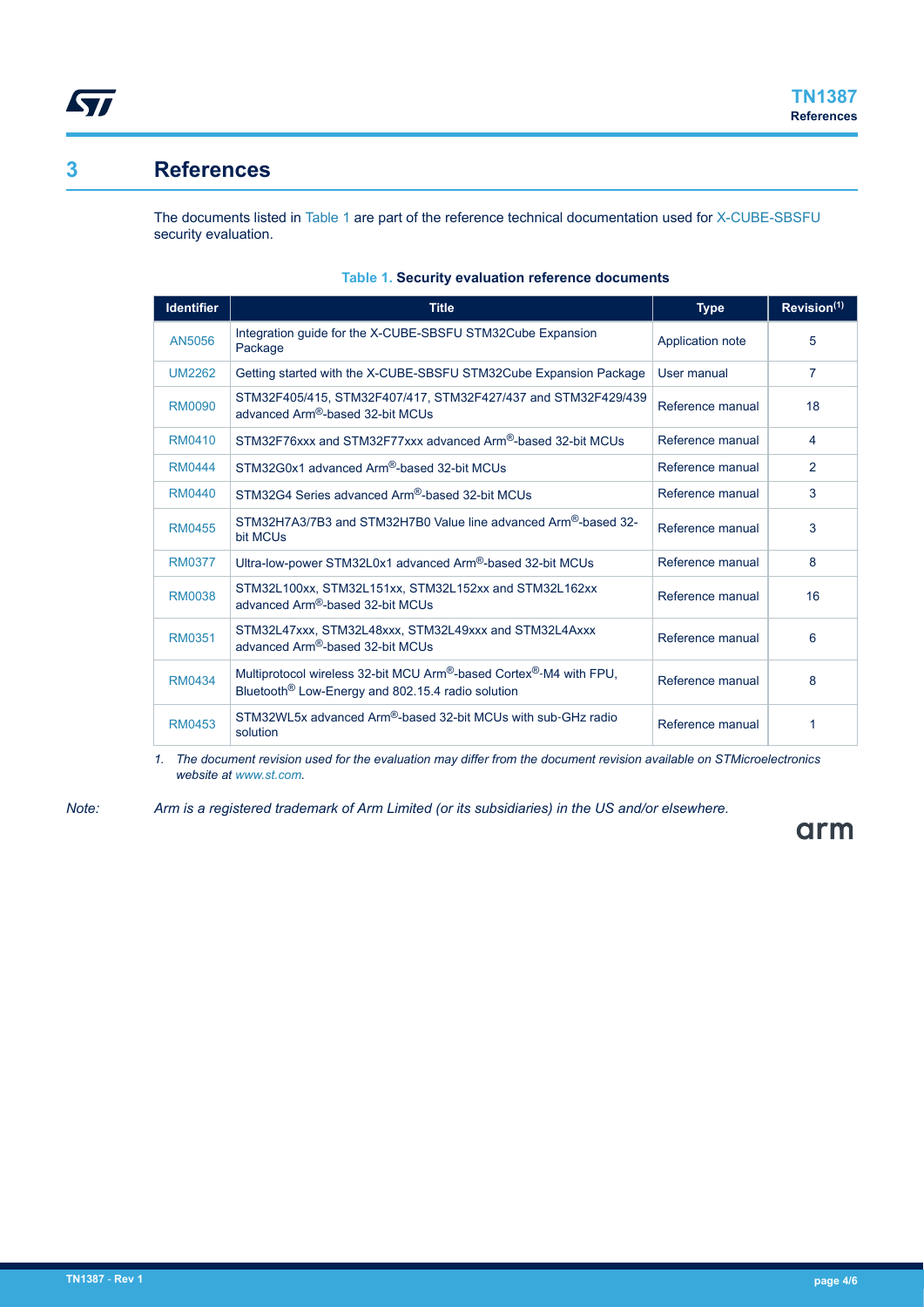# 3 References

The documents listed in Table 1 are part of the reference technical documentation used for X-CUBE-SBSFU security evaluation.

**Table 1. Security evaluation reference documents**

| Identifier | Title | Type | Revision[1] |
|---|---|---|---|
| AN5056 | Integration guide for the X-CUBE-SBSFU STM32Cube Expansion Package | Application note | 5 |
| UM2262 | Getting started with the X-CUBE-SBSFU STM32Cube Expansion Package | User manual | 7 |
| RM0090 | STM32F405/415, STM32F407/417, STM32F427/437 and STM32F429/439 advanced Arm®-based 32-bit MCUs | Reference manual | 18 |
| RM0410 | STM32F76xxx and STM32F77xxx advanced Arm®-based 32-bit MCUs | Reference manual | 4 |
| RM0444 | STM32G0x1 advanced Arm®-based 32-bit MCUs | Reference manual | 2 |
| RM0440 | STM32G4 Series advanced Arm®-based 32-bit MCUs | Reference manual | 3 |
| RM0455 | STM32H7A3/7B3 and STM32H7B0 Value line advanced Arm®-based 32-bit MCUs | Reference manual | 3 |
| RM0377 | Ultra-low-power STM32L0x1 advanced Arm®-based 32-bit MCUs | Reference manual | 8 |
| RM0038 | STM32L100xx, STM32L151xx, STM32L152xx and STM32L162xx advanced Arm®-based 32-bit MCUs | Reference manual | 16 |
| RM0351 | STM32L47xxx, STM32L48xxx, STM32L49xxx and STM32L4Axxx advanced Arm®-based 32-bit MCUs | Reference manual | 6 |
| RM0434 | Multiprotocol wireless 32-bit MCU Arm®-based Cortex®-M4 with FPU, Bluetooth® Low-Energy and 802.15.4 radio solution | Reference manual | 8 |
| RM0453 | STM32WL5x advanced Arm®-based 32-bit MCUs with sub-GHz radio solution | Reference manual | 1 |

1. *The document revision used for the evaluation may differ from the document revision available on STMicroelectronics website at www.st.com.*

*Note: Arm is a registered trademark of Arm Limited (or its subsidiaries) in the US and/or elsewhere.*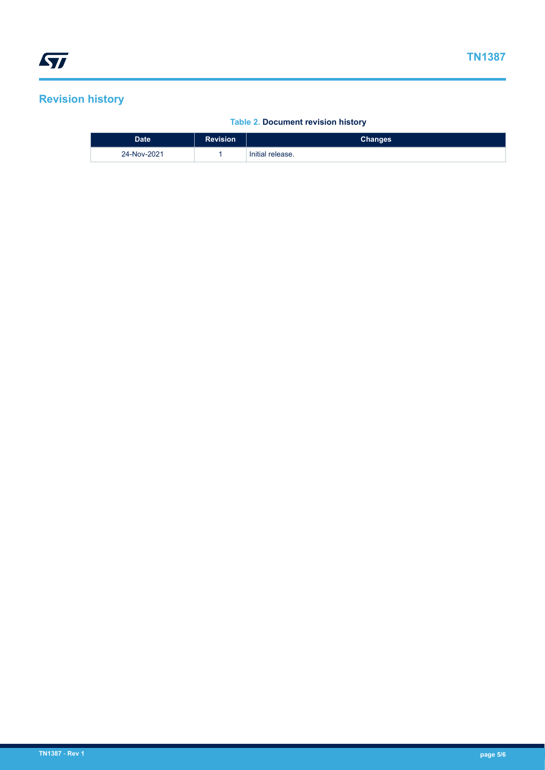# Revision history

**Table 2. Document revision history**

| Date | Revision | Changes |
| --- | --- | --- |
| 24-Nov-2021 | 1 | Initial release. |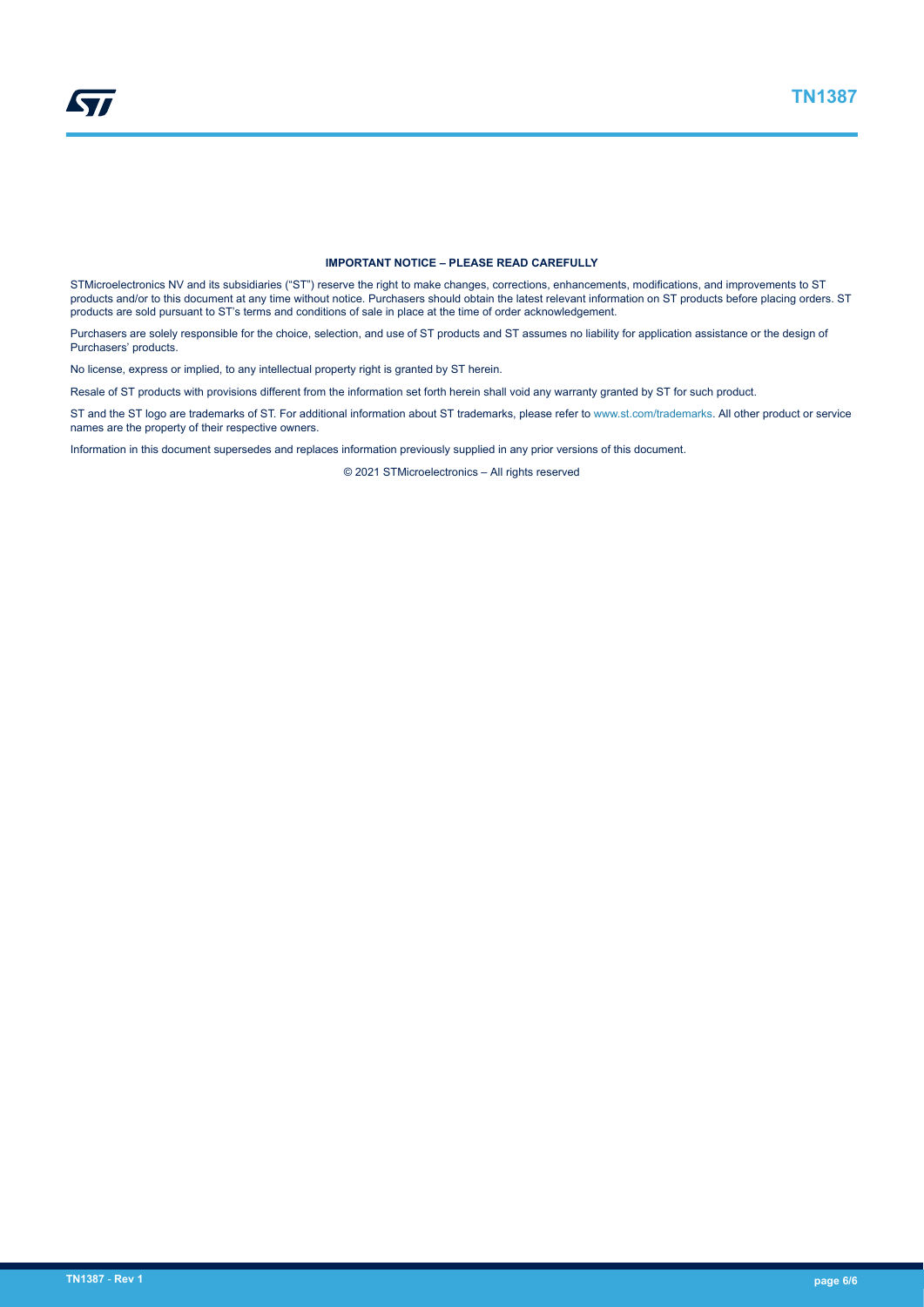**IMPORTANT NOTICE – PLEASE READ CAREFULLY**

STMicroelectronics NV and its subsidiaries ("ST") reserve the right to make changes, corrections, enhancements, modifications, and improvements to ST products and/or to this document at any time without notice. Purchasers should obtain the latest relevant information on ST products before placing orders. ST products are sold pursuant to ST's terms and conditions of sale in place at the time of order acknowledgement.

Purchasers are solely responsible for the choice, selection, and use of ST products and ST assumes no liability for application assistance or the design of Purchasers' products.

No license, express or implied, to any intellectual property right is granted by ST herein.

Resale of ST products with provisions different from the information set forth herein shall void any warranty granted by ST for such product.

ST and the ST logo are trademarks of ST. For additional information about ST trademarks, please refer to www.st.com/trademarks. All other product or service names are the property of their respective owners.

Information in this document supersedes and replaces information previously supplied in any prior versions of this document.

© 2021 STMicroelectronics – All rights reserved